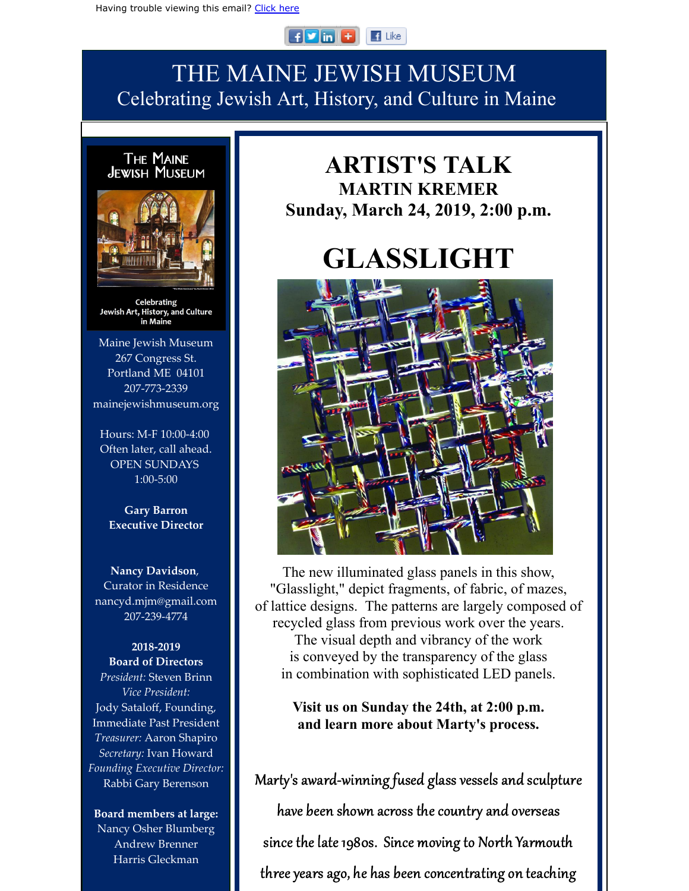Having trouble viewing this email? Click here

# THE MAINE JEWISH MUSEUM

Celebrating Jewish Art, History, and Culture in Maine

The Maine Jewish Museum

Celebrating Jewish Art, History, and Culture in Maine

Maine Jewish Museum
267 Congress St.
Portland ME 04101
207-773-2339
mainejewishmuseum.org

Hours: M-F 10:00-4:00
Often later, call ahead.
OPEN SUNDAYS
1:00-5:00

**Gary Barron**
**Executive Director**

**Nancy Davidson**,
Curator in Residence
nancyd.mjm@gmail.com
207-239-4774

**2018-2019**
**Board of Directors**
*President:* Steven Brinn
*Vice President:*
Jody Sataloff, Founding, Immediate Past President
*Treasurer:* Aaron Shapiro
*Secretary:* Ivan Howard
*Founding Executive Director:* Rabbi Gary Berenson

**Board members at large:**
Nancy Osher Blumberg
Andrew Brenner
Harris Gleckman

# ARTIST'S TALK

## MARTIN KREMER

## Sunday, March 24, 2019, 2:00 p.m.

# GLASSLIGHT

The new illuminated glass panels in this show, "Glasslight," depict fragments, of fabric, of mazes, of lattice designs. The patterns are largely composed of recycled glass from previous work over the years. The visual depth and vibrancy of the work is conveyed by the transparency of the glass in combination with sophisticated LED panels.

**Visit us on Sunday the 24th, at 2:00 p.m. and learn more about Marty's process.**

Marty's award-winning fused glass vessels and sculpture have been shown across the country and overseas since the late 1980s. Since moving to North Yarmouth three years ago, he has been concentrating on teaching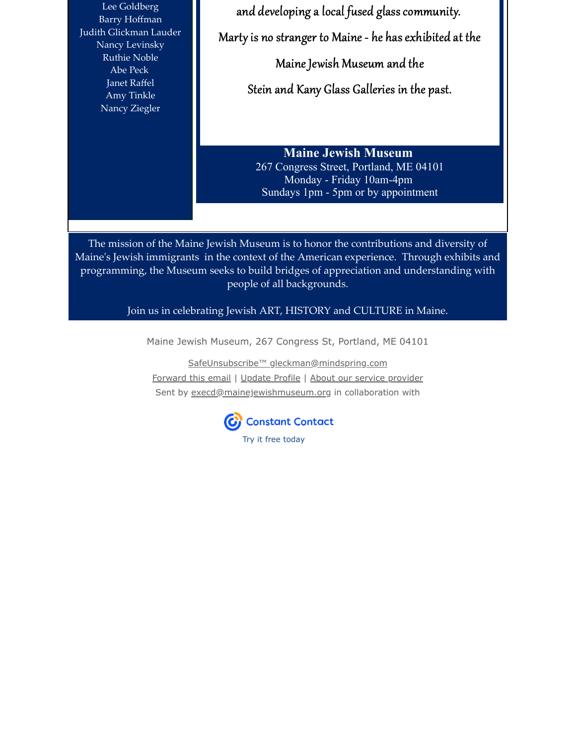Lee Goldberg
Barry Hoffman
Judith Glickman Lauder
Nancy Levinsky
Ruthie Noble
Abe Peck
Janet Raffel
Amy Tinkle
Nancy Ziegler

and developing a local fused glass community.

Marty is no stranger to Maine - he has exhibited at the Maine Jewish Museum and the Stein and Kany Glass Galleries in the past.

**Maine Jewish Museum**
267 Congress Street, Portland, ME 04101
Monday - Friday 10am-4pm
Sundays 1pm - 5pm or by appointment

The mission of the Maine Jewish Museum is to honor the contributions and diversity of Maine's Jewish immigrants in the context of the American experience. Through exhibits and programming, the Museum seeks to build bridges of appreciation and understanding with people of all backgrounds.

Join us in celebrating Jewish ART, HISTORY and CULTURE in Maine.

Maine Jewish Museum, 267 Congress St, Portland, ME 04101

SafeUnsubscribe™ gleckman@mindspring.com

Forward this email | Update Profile | About our service provider

Sent by execd@mainejewishmuseum.org in collaboration with

Constant Contact

Try it free today